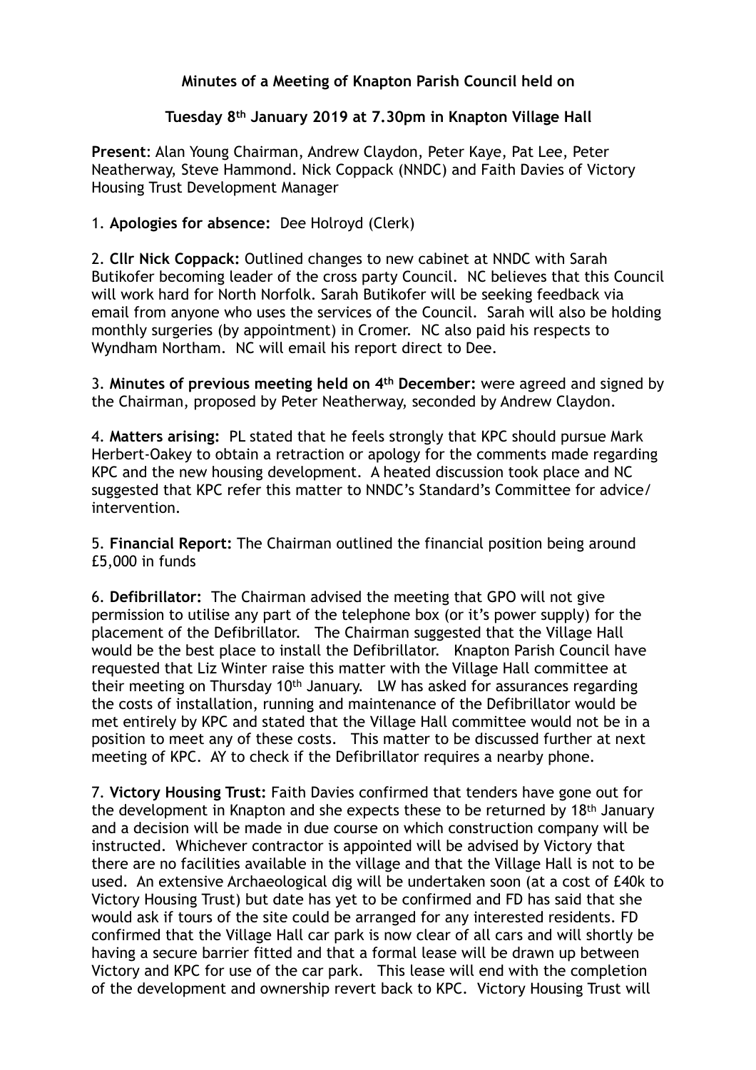**Minutes of a Meeting of Knapton Parish Council held on**

**Tuesday 8th January 2019 at 7.30pm in Knapton Village Hall**

**Present**: Alan Young Chairman, Andrew Claydon, Peter Kaye, Pat Lee, Peter Neatherway, Steve Hammond. Nick Coppack (NNDC) and Faith Davies of Victory Housing Trust Development Manager

1. **Apologies for absence:** Dee Holroyd (Clerk)

2. **Cllr Nick Coppack:** Outlined changes to new cabinet at NNDC with Sarah Butikofer becoming leader of the cross party Council. NC believes that this Council will work hard for North Norfolk. Sarah Butikofer will be seeking feedback via email from anyone who uses the services of the Council. Sarah will also be holding monthly surgeries (by appointment) in Cromer. NC also paid his respects to Wyndham Northam. NC will email his report direct to Dee.

3. **Minutes of previous meeting held on 4th December:** were agreed and signed by the Chairman, proposed by Peter Neatherway, seconded by Andrew Claydon.

4. **Matters arising:** PL stated that he feels strongly that KPC should pursue Mark Herbert-Oakey to obtain a retraction or apology for the comments made regarding KPC and the new housing development. A heated discussion took place and NC suggested that KPC refer this matter to NNDC's Standard's Committee for advice/ intervention.

5. **Financial Report:** The Chairman outlined the financial position being around £5,000 in funds

6. **Defibrillator:** The Chairman advised the meeting that GPO will not give permission to utilise any part of the telephone box (or it's power supply) for the placement of the Defibrillator. The Chairman suggested that the Village Hall would be the best place to install the Defibrillator. Knapton Parish Council have requested that Liz Winter raise this matter with the Village Hall committee at their meeting on Thursday 10th January. LW has asked for assurances regarding the costs of installation, running and maintenance of the Defibrillator would be met entirely by KPC and stated that the Village Hall committee would not be in a position to meet any of these costs. This matter to be discussed further at next meeting of KPC. AY to check if the Defibrillator requires a nearby phone.

7. **Victory Housing Trust:** Faith Davies confirmed that tenders have gone out for the development in Knapton and she expects these to be returned by 18th January and a decision will be made in due course on which construction company will be instructed. Whichever contractor is appointed will be advised by Victory that there are no facilities available in the village and that the Village Hall is not to be used. An extensive Archaeological dig will be undertaken soon (at a cost of £40k to Victory Housing Trust) but date has yet to be confirmed and FD has said that she would ask if tours of the site could be arranged for any interested residents. FD confirmed that the Village Hall car park is now clear of all cars and will shortly be having a secure barrier fitted and that a formal lease will be drawn up between Victory and KPC for use of the car park. This lease will end with the completion of the development and ownership revert back to KPC. Victory Housing Trust will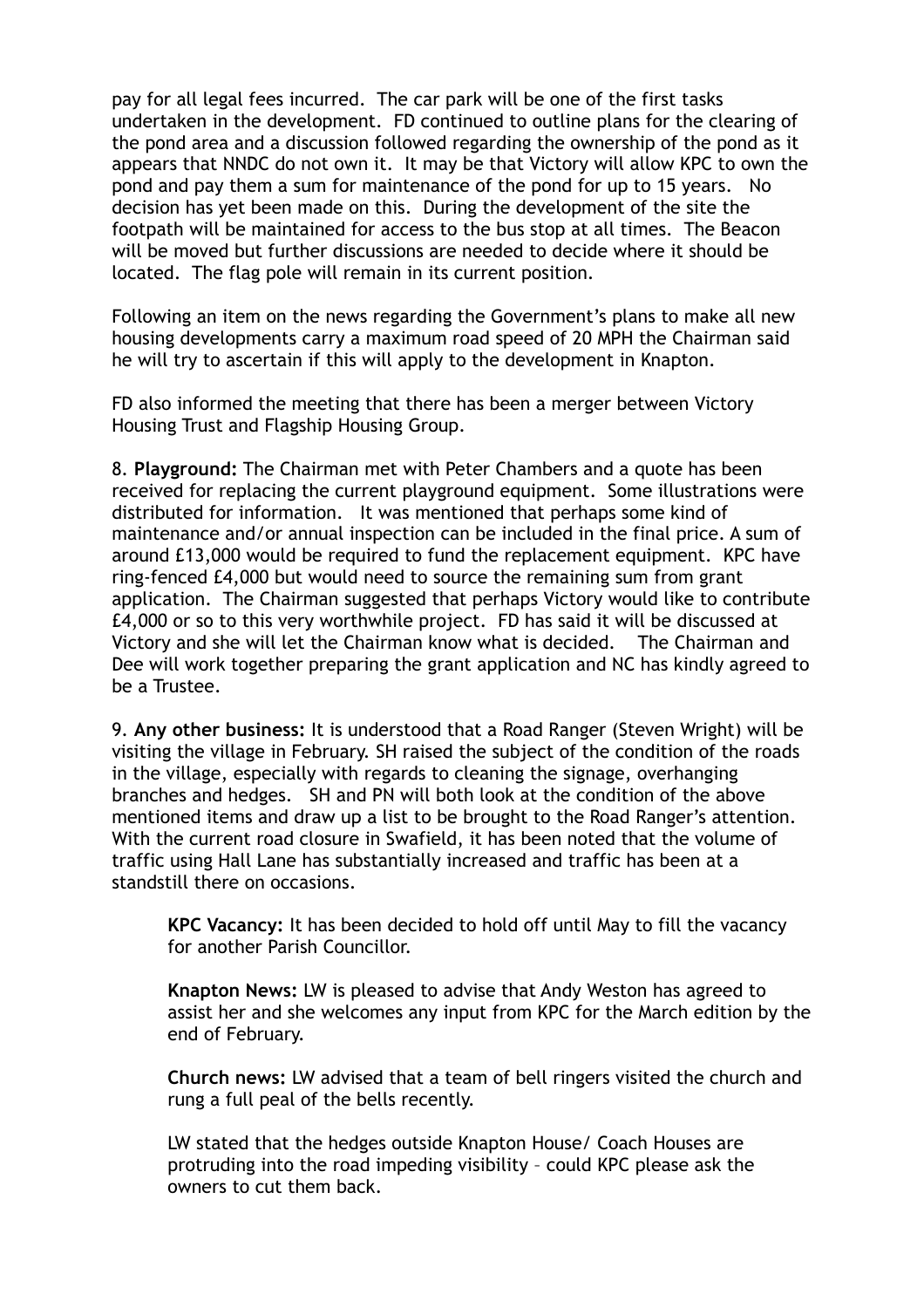pay for all legal fees incurred. The car park will be one of the first tasks undertaken in the development. FD continued to outline plans for the clearing of the pond area and a discussion followed regarding the ownership of the pond as it appears that NNDC do not own it. It may be that Victory will allow KPC to own the pond and pay them a sum for maintenance of the pond for up to 15 years. No decision has yet been made on this. During the development of the site the footpath will be maintained for access to the bus stop at all times. The Beacon will be moved but further discussions are needed to decide where it should be located. The flag pole will remain in its current position.

Following an item on the news regarding the Government's plans to make all new housing developments carry a maximum road speed of 20 MPH the Chairman said he will try to ascertain if this will apply to the development in Knapton.

FD also informed the meeting that there has been a merger between Victory Housing Trust and Flagship Housing Group.

8. **Playground:** The Chairman met with Peter Chambers and a quote has been received for replacing the current playground equipment. Some illustrations were distributed for information. It was mentioned that perhaps some kind of maintenance and/or annual inspection can be included in the final price. A sum of around £13,000 would be required to fund the replacement equipment. KPC have ring-fenced £4,000 but would need to source the remaining sum from grant application. The Chairman suggested that perhaps Victory would like to contribute £4,000 or so to this very worthwhile project. FD has said it will be discussed at Victory and she will let the Chairman know what is decided. The Chairman and Dee will work together preparing the grant application and NC has kindly agreed to be a Trustee.

9. **Any other business:** It is understood that a Road Ranger (Steven Wright) will be visiting the village in February. SH raised the subject of the condition of the roads in the village, especially with regards to cleaning the signage, overhanging branches and hedges. SH and PN will both look at the condition of the above mentioned items and draw up a list to be brought to the Road Ranger's attention. With the current road closure in Swafield, it has been noted that the volume of traffic using Hall Lane has substantially increased and traffic has been at a standstill there on occasions.

**KPC Vacancy:** It has been decided to hold off until May to fill the vacancy for another Parish Councillor.

**Knapton News:** LW is pleased to advise that Andy Weston has agreed to assist her and she welcomes any input from KPC for the March edition by the end of February.

**Church news:** LW advised that a team of bell ringers visited the church and rung a full peal of the bells recently.

LW stated that the hedges outside Knapton House/ Coach Houses are protruding into the road impeding visibility – could KPC please ask the owners to cut them back.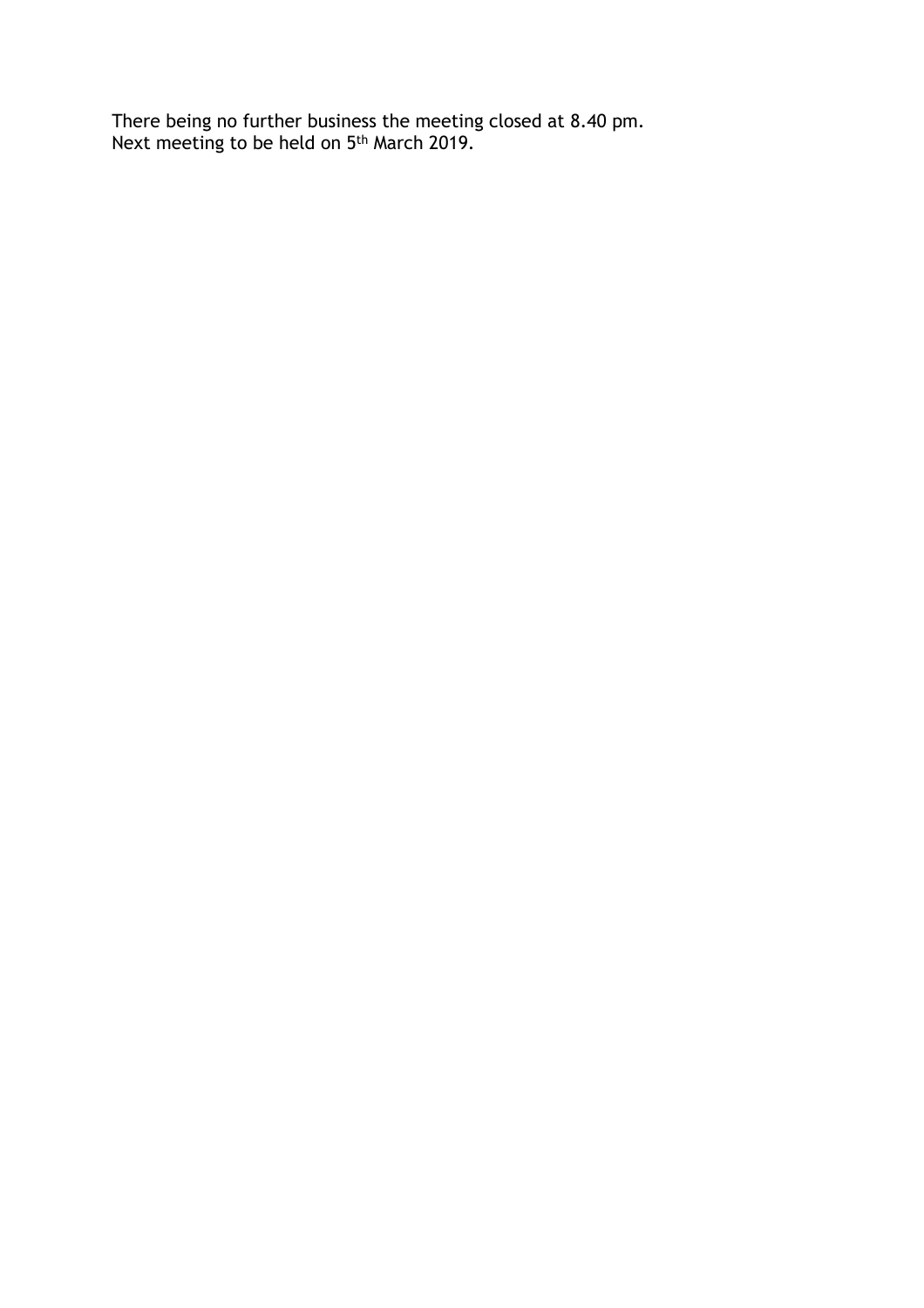There being no further business the meeting closed at 8.40 pm.
Next meeting to be held on 5th March 2019.